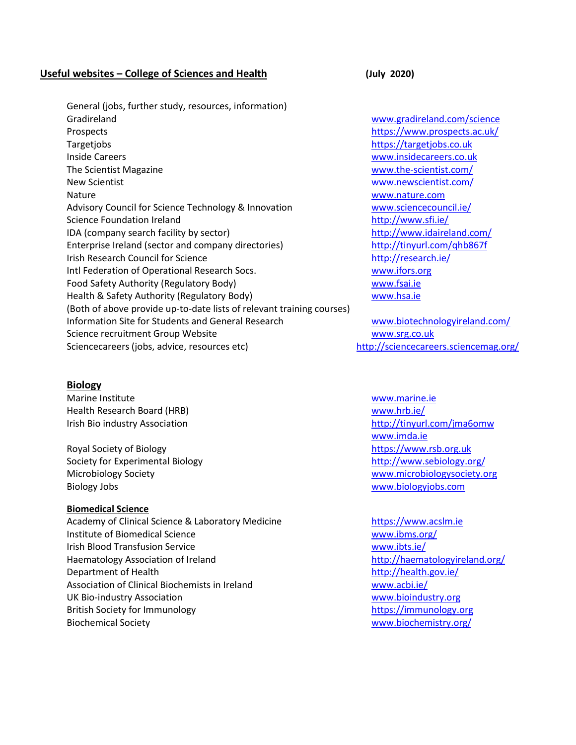## Useful websites – College of Sciences and Health

**(July 2020)**

General (jobs, further study, resources, information)

| | |
|---|---|
| Gradireland | www.gradireland.com/science |
| Prospects | https://www.prospects.ac.uk/ |
| Targetjobs | https://targetjobs.co.uk |
| Inside Careers | www.insidecareers.co.uk |
| The Scientist Magazine | www.the-scientist.com/ |
| New Scientist | www.newscientist.com/ |
| Nature | www.nature.com |
| Advisory Council for Science Technology & Innovation | www.sciencecouncil.ie/ |
| Science Foundation Ireland | http://www.sfi.ie/ |
| IDA (company search facility by sector) | http://www.idaireland.com/ |
| Enterprise Ireland (sector and company directories) | http://tinyurl.com/qhb867f |
| Irish Research Council for Science | http://research.ie/ |
| Intl Federation of Operational Research Socs. | www.ifors.org |
| Food Safety Authority (Regulatory Body) | www.fsai.ie |
| Health & Safety Authority (Regulatory Body) | www.hsa.ie |
| (Both of above provide up-to-date lists of relevant training courses) | |
| Information Site for Students and General Research | www.biotechnologyireland.com/ |
| Science recruitment Group Website | www.srg.co.uk |
| Sciencecareers (jobs, advice, resources etc) | http://sciencecareers.sciencemag.org/ |

### Biology

| | |
|---|---|
| Marine Institute | www.marine.ie |
| Health Research Board (HRB) | www.hrb.ie/ |
| Irish Bio industry Association | http://tinyurl.com/jma6omw |
| | www.imda.ie |
| Royal Society of Biology | https://www.rsb.org.uk |
| Society for Experimental Biology | http://www.sebiology.org/ |
| Microbiology Society | www.microbiologysociety.org |
| Biology Jobs | www.biologyjobs.com |

### Biomedical Science

| | |
|---|---|
| Academy of Clinical Science & Laboratory Medicine | https://www.acslm.ie |
| Institute of Biomedical Science | www.ibms.org/ |
| Irish Blood Transfusion Service | www.ibts.ie/ |
| Haematology Association of Ireland | http://haematologyireland.org/ |
| Department of Health | http://health.gov.ie/ |
| Association of Clinical Biochemists in Ireland | www.acbi.ie/ |
| UK Bio-industry Association | www.bioindustry.org |
| British Society for Immunology | https://immunology.org |
| Biochemical Society | www.biochemistry.org/ |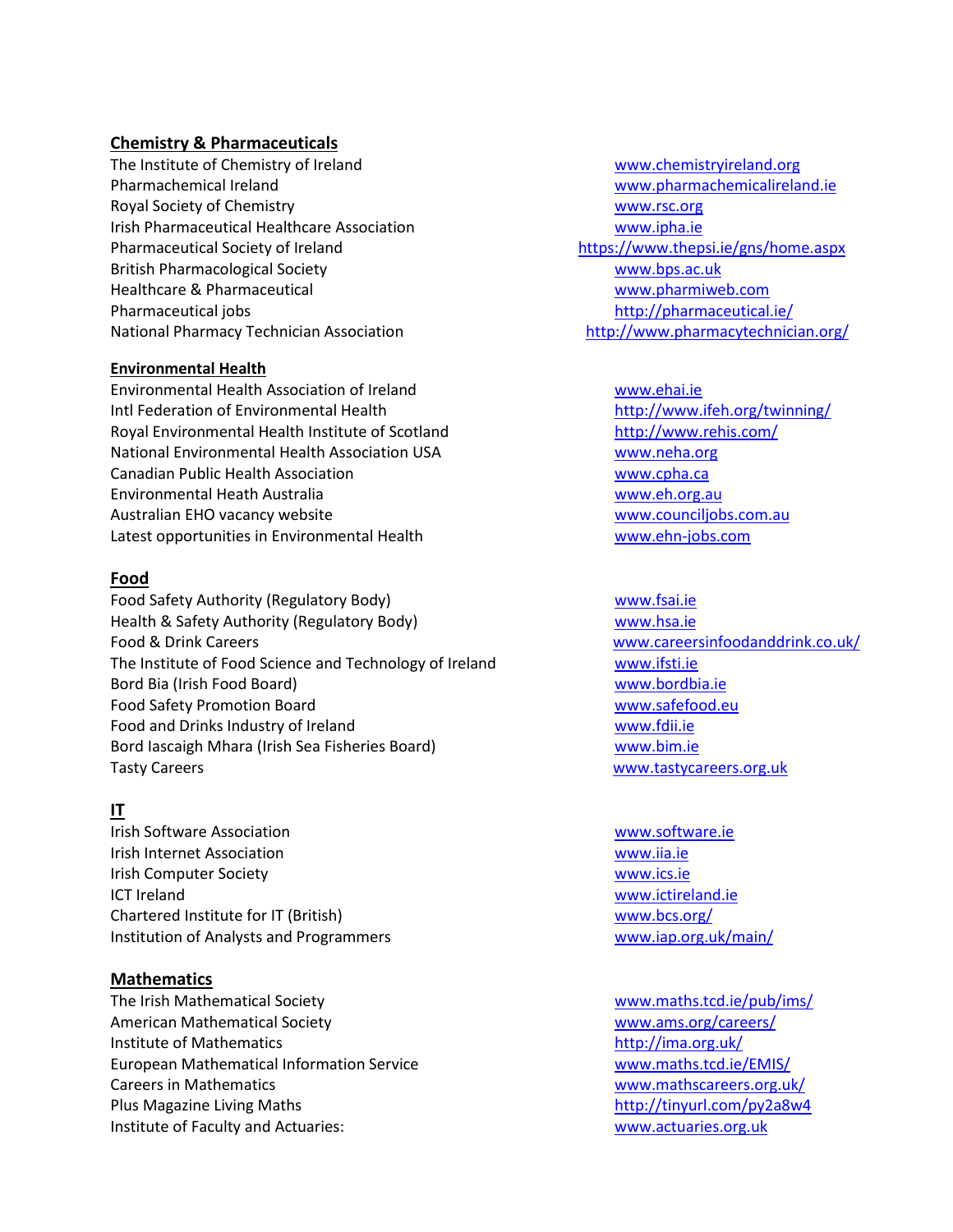## Chemistry & Pharmaceuticals

| Organisation | Website |
|---|---|
| The Institute of Chemistry of Ireland | www.chemistryireland.org |
| Pharmachemical Ireland | www.pharmachemicalireland.ie |
| Royal Society of Chemistry | www.rsc.org |
| Irish Pharmaceutical Healthcare Association | www.ipha.ie |
| Pharmaceutical Society of Ireland | https://www.thepsi.ie/gns/home.aspx |
| British Pharmacological Society | www.bps.ac.uk |
| Healthcare & Pharmaceutical | www.pharmiweb.com |
| Pharmaceutical jobs | http://pharmaceutical.ie/ |
| National Pharmacy Technician Association | http://www.pharmacytechnician.org/ |

## Environmental Health

| Organisation | Website |
|---|---|
| Environmental Health Association of Ireland | www.ehai.ie |
| Intl Federation of Environmental Health | http://www.ifeh.org/twinning/ |
| Royal Environmental Health Institute of Scotland | http://www.rehis.com/ |
| National Environmental Health Association USA | www.neha.org |
| Canadian Public Health Association | www.cpha.ca |
| Environmental Heath Australia | www.eh.org.au |
| Australian EHO vacancy website | www.counciljobs.com.au |
| Latest opportunities in Environmental Health | www.ehn-jobs.com |

## Food

| Organisation | Website |
|---|---|
| Food Safety Authority (Regulatory Body) | www.fsai.ie |
| Health & Safety Authority (Regulatory Body) | www.hsa.ie |
| Food & Drink Careers | www.careersinfoodanddrink.co.uk/ |
| The Institute of Food Science and Technology of Ireland | www.ifsti.ie |
| Bord Bia (Irish Food Board) | www.bordbia.ie |
| Food Safety Promotion Board | www.safefood.eu |
| Food and Drinks Industry of Ireland | www.fdii.ie |
| Bord Iascaigh Mhara (Irish Sea Fisheries Board) | www.bim.ie |
| Tasty Careers | www.tastycareers.org.uk |

## IT

| Organisation | Website |
|---|---|
| Irish Software Association | www.software.ie |
| Irish Internet Association | www.iia.ie |
| Irish Computer Society | www.ics.ie |
| ICT Ireland | www.ictireland.ie |
| Chartered Institute for IT (British) | www.bcs.org/ |
| Institution of Analysts and Programmers | www.iap.org.uk/main/ |

## Mathematics

| Organisation | Website |
|---|---|
| The Irish Mathematical Society | www.maths.tcd.ie/pub/ims/ |
| American Mathematical Society | www.ams.org/careers/ |
| Institute of Mathematics | http://ima.org.uk/ |
| European Mathematical Information Service | www.maths.tcd.ie/EMIS/ |
| Careers in Mathematics | www.mathscareers.org.uk/ |
| Plus Magazine Living Maths | http://tinyurl.com/py2a8w4 |
| Institute of Faculty and Actuaries: | www.actuaries.org.uk |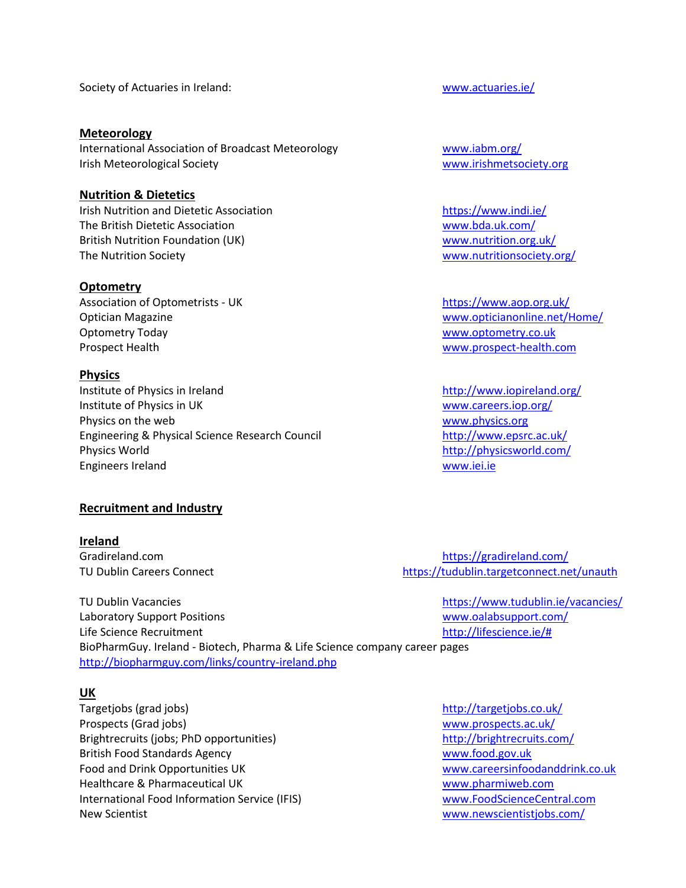Society of Actuaries in Ireland: www.actuaries.ie/

**Meteorology**

International Association of Broadcast Meteorology www.iabm.org/
Irish Meteorological Society www.irishmetsociety.org

**Nutrition & Dietetics**

Irish Nutrition and Dietetic Association https://www.indi.ie/
The British Dietetic Association www.bda.uk.com/
British Nutrition Foundation (UK) www.nutrition.org.uk/
The Nutrition Society www.nutritionsociety.org/

**Optometry**

Association of Optometrists - UK https://www.aop.org.uk/
Optician Magazine www.opticianonline.net/Home/
Optometry Today www.optometry.co.uk
Prospect Health www.prospect-health.com

**Physics**

Institute of Physics in Ireland http://www.iopireland.org/
Institute of Physics in UK www.careers.iop.org/
Physics on the web www.physics.org
Engineering & Physical Science Research Council http://www.epsrc.ac.uk/
Physics World http://physicsworld.com/
Engineers Ireland www.iei.ie

**Recruitment and Industry**

**Ireland**

Gradireland.com https://gradireland.com/
TU Dublin Careers Connect https://tudublin.targetconnect.net/unauth

TU Dublin Vacancies https://www.tudublin.ie/vacancies/
Laboratory Support Positions www.oalabsupport.com/
Life Science Recruitment http://lifescience.ie/#
BioPharmGuy. Ireland - Biotech, Pharma & Life Science company career pages
http://biopharmguy.com/links/country-ireland.php

**UK**

Targetjobs (grad jobs) http://targetjobs.co.uk/
Prospects (Grad jobs) www.prospects.ac.uk/
Brightrecruits (jobs; PhD opportunities) http://brightrecruits.com/
British Food Standards Agency www.food.gov.uk
Food and Drink Opportunities UK www.careersinfoodanddrink.co.uk
Healthcare & Pharmaceutical UK www.pharmiweb.com
International Food Information Service (IFIS) www.FoodScienceCentral.com
New Scientist www.newscientistjobs.com/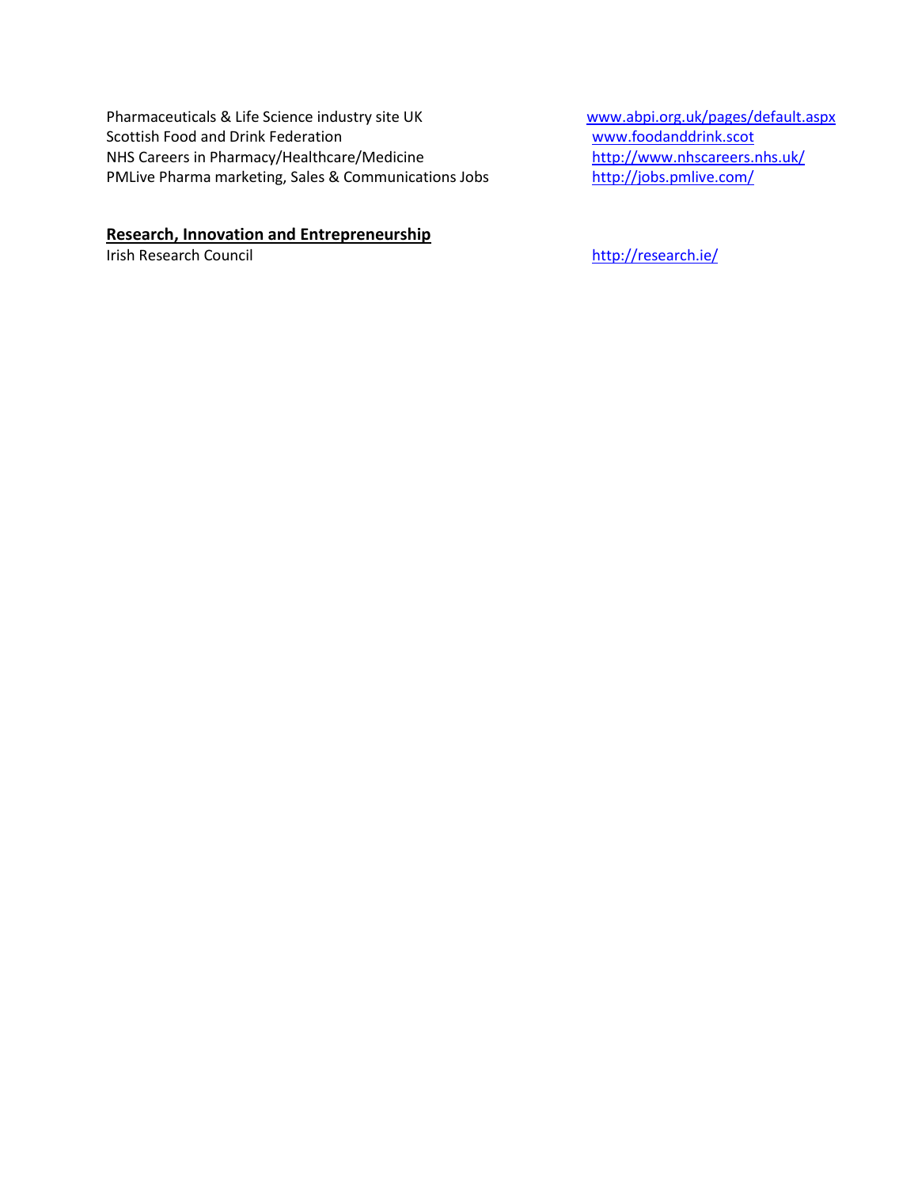Pharmaceuticals & Life Science industry site UK www.abpi.org.uk/pages/default.aspx
Scottish Food and Drink Federation www.foodanddrink.scot
NHS Careers in Pharmacy/Healthcare/Medicine http://www.nhscareers.nhs.uk/
PMLive Pharma marketing, Sales & Communications Jobs http://jobs.pmlive.com/

**Research, Innovation and Entrepreneurship**

Irish Research Council http://research.ie/